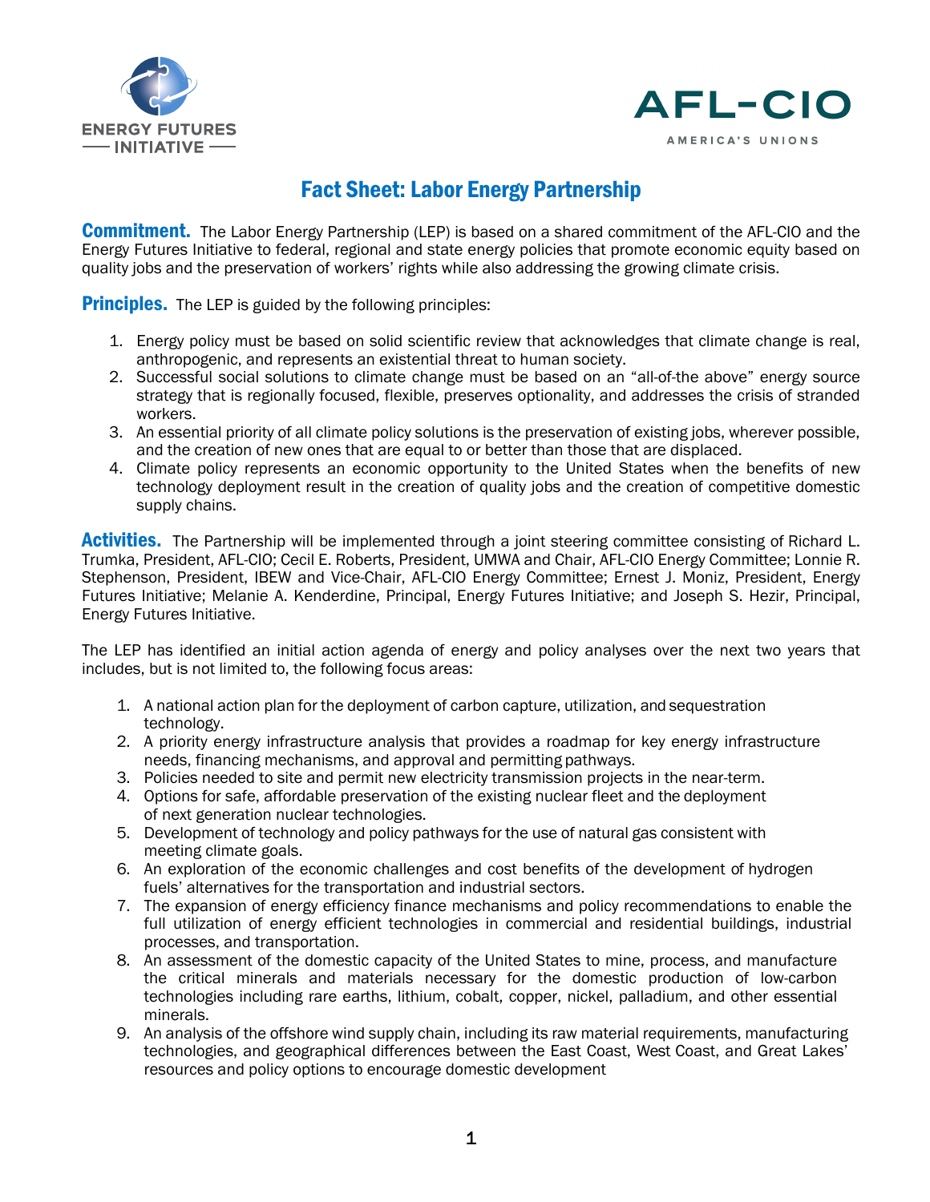ENERGY FUTURES INITIATIVE

AFL-CIO
AMERICA'S UNIONS

# Fact Sheet: Labor Energy Partnership

**Commitment.** The Labor Energy Partnership (LEP) is based on a shared commitment of the AFL-CIO and the Energy Futures Initiative to federal, regional and state energy policies that promote economic equity based on quality jobs and the preservation of workers' rights while also addressing the growing climate crisis.

**Principles.** The LEP is guided by the following principles:

1. Energy policy must be based on solid scientific review that acknowledges that climate change is real, anthropogenic, and represents an existential threat to human society.
2. Successful social solutions to climate change must be based on an "all-of-the above" energy source strategy that is regionally focused, flexible, preserves optionality, and addresses the crisis of stranded workers.
3. An essential priority of all climate policy solutions is the preservation of existing jobs, wherever possible, and the creation of new ones that are equal to or better than those that are displaced.
4. Climate policy represents an economic opportunity to the United States when the benefits of new technology deployment result in the creation of quality jobs and the creation of competitive domestic supply chains.

**Activities.** The Partnership will be implemented through a joint steering committee consisting of Richard L. Trumka, President, AFL-CIO; Cecil E. Roberts, President, UMWA and Chair, AFL-CIO Energy Committee; Lonnie R. Stephenson, President, IBEW and Vice-Chair, AFL-CIO Energy Committee; Ernest J. Moniz, President, Energy Futures Initiative; Melanie A. Kenderdine, Principal, Energy Futures Initiative; and Joseph S. Hezir, Principal, Energy Futures Initiative.

The LEP has identified an initial action agenda of energy and policy analyses over the next two years that includes, but is not limited to, the following focus areas:

1. A national action plan for the deployment of carbon capture, utilization, and sequestration technology.
2. A priority energy infrastructure analysis that provides a roadmap for key energy infrastructure needs, financing mechanisms, and approval and permitting pathways.
3. Policies needed to site and permit new electricity transmission projects in the near-term.
4. Options for safe, affordable preservation of the existing nuclear fleet and the deployment of next generation nuclear technologies.
5. Development of technology and policy pathways for the use of natural gas consistent with meeting climate goals.
6. An exploration of the economic challenges and cost benefits of the development of hydrogen fuels' alternatives for the transportation and industrial sectors.
7. The expansion of energy efficiency finance mechanisms and policy recommendations to enable the full utilization of energy efficient technologies in commercial and residential buildings, industrial processes, and transportation.
8. An assessment of the domestic capacity of the United States to mine, process, and manufacture the critical minerals and materials necessary for the domestic production of low-carbon technologies including rare earths, lithium, cobalt, copper, nickel, palladium, and other essential minerals.
9. An analysis of the offshore wind supply chain, including its raw material requirements, manufacturing technologies, and geographical differences between the East Coast, West Coast, and Great Lakes' resources and policy options to encourage domestic development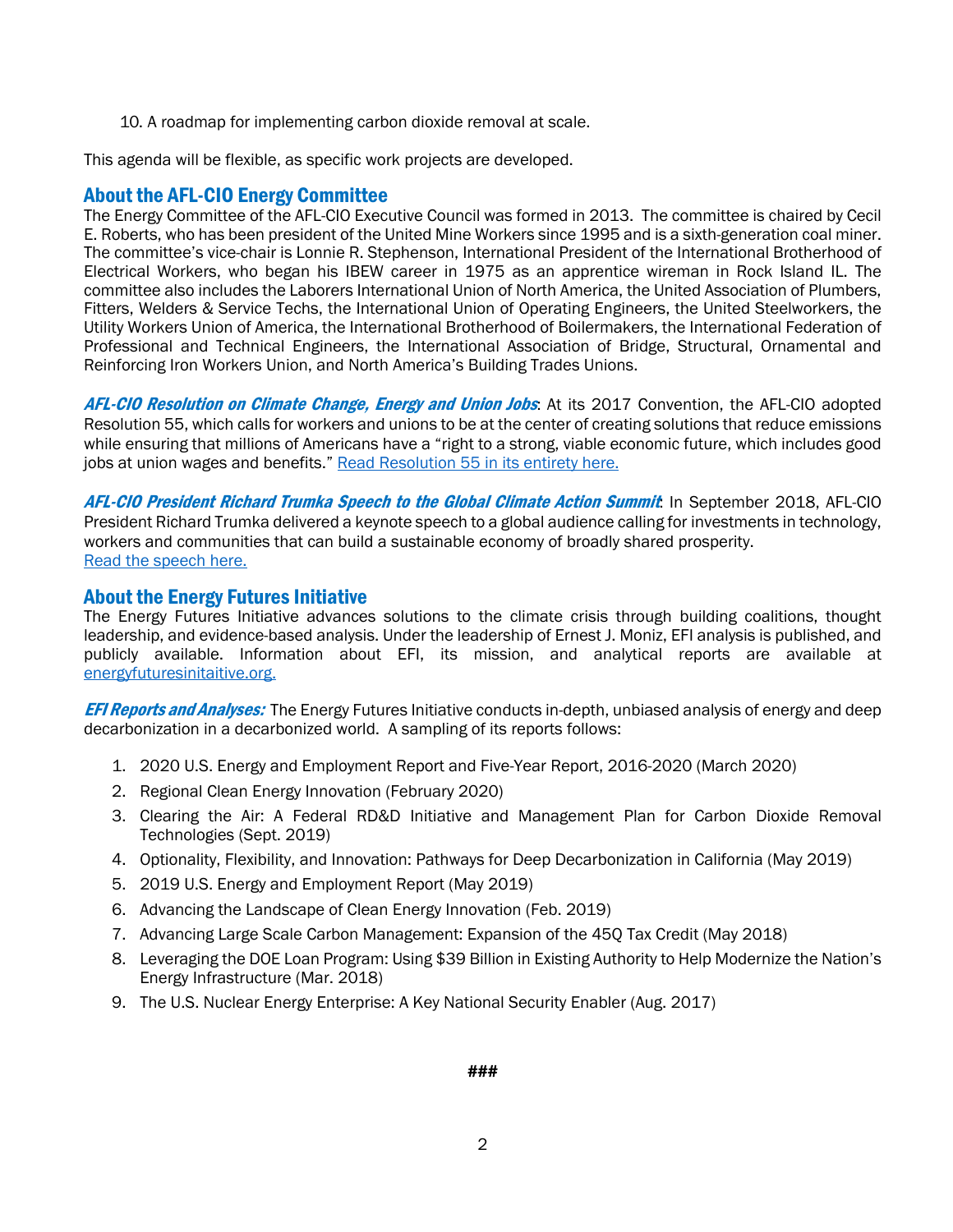10. A roadmap for implementing carbon dioxide removal at scale.

This agenda will be flexible, as specific work projects are developed.

## About the AFL-CIO Energy Committee

The Energy Committee of the AFL-CIO Executive Council was formed in 2013. The committee is chaired by Cecil E. Roberts, who has been president of the United Mine Workers since 1995 and is a sixth-generation coal miner. The committee's vice-chair is Lonnie R. Stephenson, International President of the International Brotherhood of Electrical Workers, who began his IBEW career in 1975 as an apprentice wireman in Rock Island IL. The committee also includes the Laborers International Union of North America, the United Association of Plumbers, Fitters, Welders & Service Techs, the International Union of Operating Engineers, the United Steelworkers, the Utility Workers Union of America, the International Brotherhood of Boilermakers, the International Federation of Professional and Technical Engineers, the International Association of Bridge, Structural, Ornamental and Reinforcing Iron Workers Union, and North America's Building Trades Unions.

***AFL-CIO Resolution on Climate Change, Energy and Union Jobs***: At its 2017 Convention, the AFL-CIO adopted Resolution 55, which calls for workers and unions to be at the center of creating solutions that reduce emissions while ensuring that millions of Americans have a "right to a strong, viable economic future, which includes good jobs at union wages and benefits." Read Resolution 55 in its entirety here.

***AFL-CIO President Richard Trumka Speech to the Global Climate Action Summit***: In September 2018, AFL-CIO President Richard Trumka delivered a keynote speech to a global audience calling for investments in technology, workers and communities that can build a sustainable economy of broadly shared prosperity.
Read the speech here.

## About the Energy Futures Initiative

The Energy Futures Initiative advances solutions to the climate crisis through building coalitions, thought leadership, and evidence-based analysis. Under the leadership of Ernest J. Moniz, EFI analysis is published, and publicly available. Information about EFI, its mission, and analytical reports are available at energyfuturesinitaitive.org.

***EFI Reports and Analyses:*** The Energy Futures Initiative conducts in-depth, unbiased analysis of energy and deep decarbonization in a decarbonized world. A sampling of its reports follows:

1. 2020 U.S. Energy and Employment Report and Five-Year Report, 2016-2020 (March 2020)
2. Regional Clean Energy Innovation (February 2020)
3. Clearing the Air: A Federal RD&D Initiative and Management Plan for Carbon Dioxide Removal Technologies (Sept. 2019)
4. Optionality, Flexibility, and Innovation: Pathways for Deep Decarbonization in California (May 2019)
5. 2019 U.S. Energy and Employment Report (May 2019)
6. Advancing the Landscape of Clean Energy Innovation (Feb. 2019)
7. Advancing Large Scale Carbon Management: Expansion of the 45Q Tax Credit (May 2018)
8. Leveraging the DOE Loan Program: Using $39 Billion in Existing Authority to Help Modernize the Nation's Energy Infrastructure (Mar. 2018)
9. The U.S. Nuclear Energy Enterprise: A Key National Security Enabler (Aug. 2017)

###